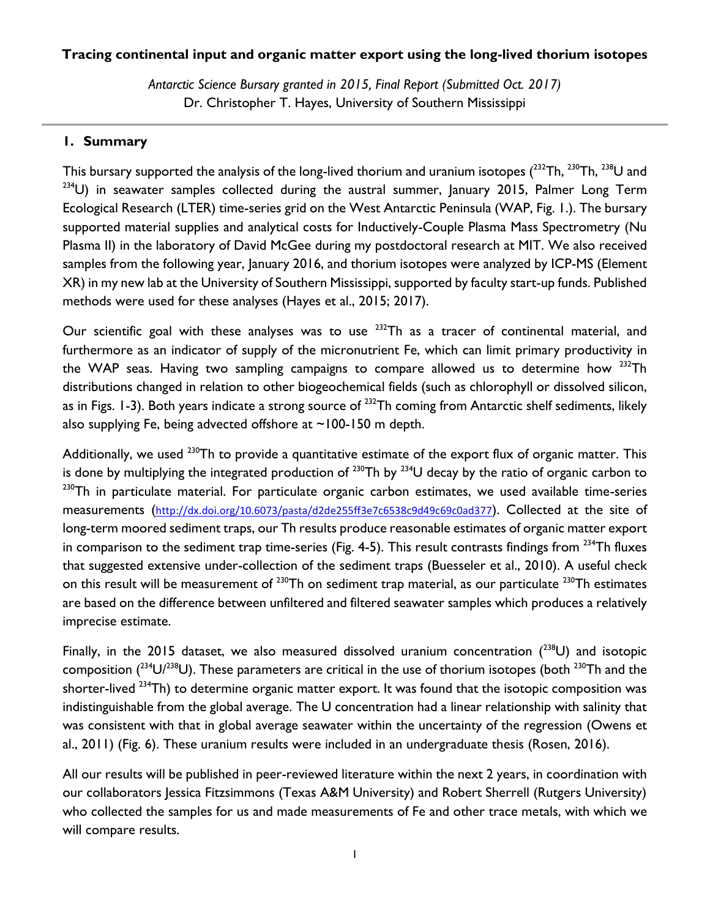# Tracing continental input and organic matter export using the long-lived thorium isotopes

*Antarctic Science Bursary granted in 2015, Final Report (Submitted Oct. 2017)*
Dr. Christopher T. Hayes, University of Southern Mississippi

## 1. Summary

This bursary supported the analysis of the long-lived thorium and uranium isotopes ($^{232}$Th, $^{230}$Th, $^{238}$U and $^{234}$U) in seawater samples collected during the austral summer, January 2015, Palmer Long Term Ecological Research (LTER) time-series grid on the West Antarctic Peninsula (WAP, Fig. 1.). The bursary supported material supplies and analytical costs for Inductively-Couple Plasma Mass Spectrometry (Nu Plasma II) in the laboratory of David McGee during my postdoctoral research at MIT. We also received samples from the following year, January 2016, and thorium isotopes were analyzed by ICP-MS (Element XR) in my new lab at the University of Southern Mississippi, supported by faculty start-up funds. Published methods were used for these analyses (Hayes et al., 2015; 2017).

Our scientific goal with these analyses was to use $^{232}$Th as a tracer of continental material, and furthermore as an indicator of supply of the micronutrient Fe, which can limit primary productivity in the WAP seas. Having two sampling campaigns to compare allowed us to determine how $^{232}$Th distributions changed in relation to other biogeochemical fields (such as chlorophyll or dissolved silicon, as in Figs. 1-3). Both years indicate a strong source of $^{232}$Th coming from Antarctic shelf sediments, likely also supplying Fe, being advected offshore at ~100-150 m depth.

Additionally, we used $^{230}$Th to provide a quantitative estimate of the export flux of organic matter. This is done by multiplying the integrated production of $^{230}$Th by $^{234}$U decay by the ratio of organic carbon to $^{230}$Th in particulate material. For particulate organic carbon estimates, we used available time-series measurements (http://dx.doi.org/10.6073/pasta/d2de255ff3e7c6538c9d49c69c0ad377). Collected at the site of long-term moored sediment traps, our Th results produce reasonable estimates of organic matter export in comparison to the sediment trap time-series (Fig. 4-5). This result contrasts findings from $^{234}$Th fluxes that suggested extensive under-collection of the sediment traps (Buesseler et al., 2010). A useful check on this result will be measurement of $^{230}$Th on sediment trap material, as our particulate $^{230}$Th estimates are based on the difference between unfiltered and filtered seawater samples which produces a relatively imprecise estimate.

Finally, in the 2015 dataset, we also measured dissolved uranium concentration ($^{238}$U) and isotopic composition ($^{234}$U/$^{238}$U). These parameters are critical in the use of thorium isotopes (both $^{230}$Th and the shorter-lived $^{234}$Th) to determine organic matter export. It was found that the isotopic composition was indistinguishable from the global average. The U concentration had a linear relationship with salinity that was consistent with that in global average seawater within the uncertainty of the regression (Owens et al., 2011) (Fig. 6). These uranium results were included in an undergraduate thesis (Rosen, 2016).

All our results will be published in peer-reviewed literature within the next 2 years, in coordination with our collaborators Jessica Fitzsimmons (Texas A&M University) and Robert Sherrell (Rutgers University) who collected the samples for us and made measurements of Fe and other trace metals, with which we will compare results.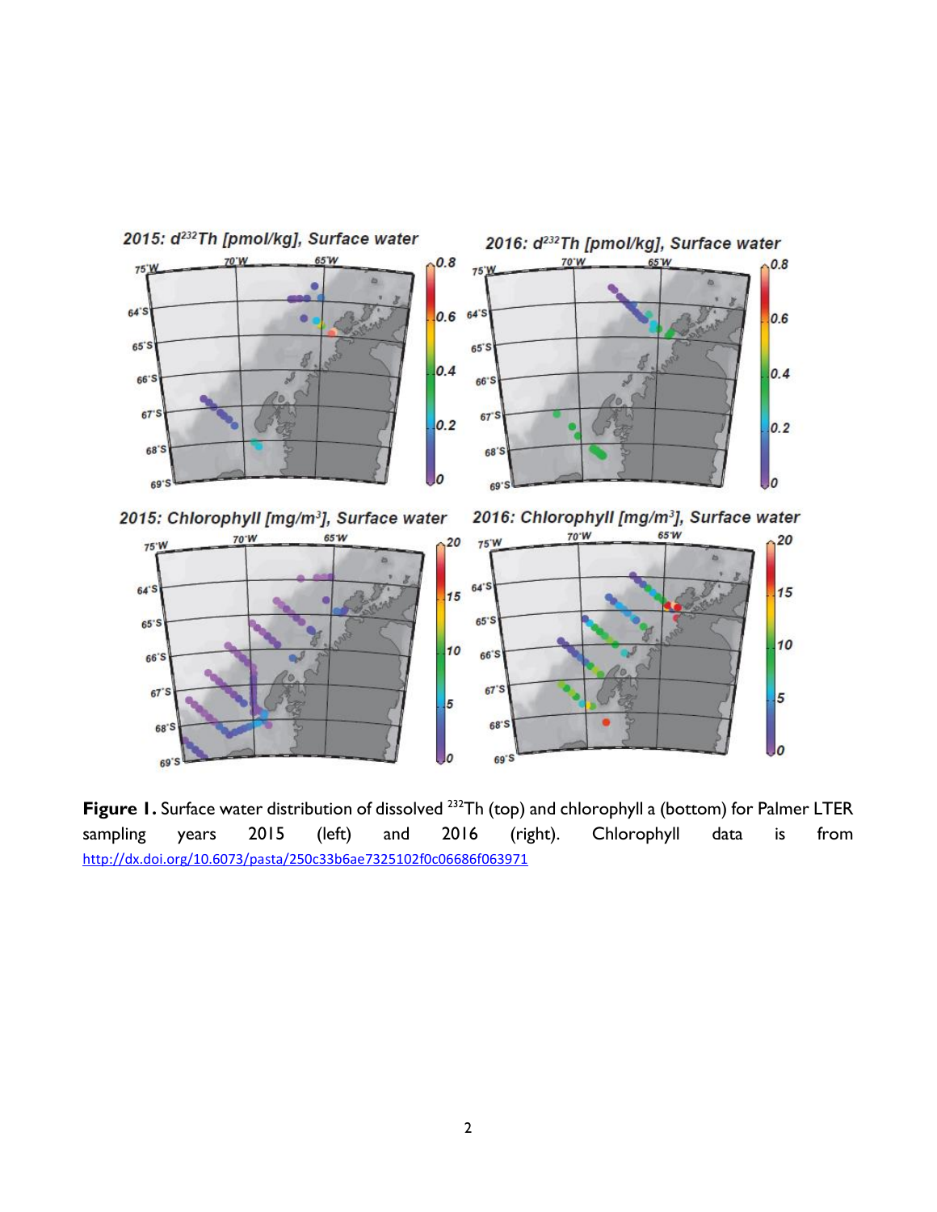**Figure 1.** Surface water distribution of dissolved $^{232}$Th (top) and chlorophyll a (bottom) for Palmer LTER sampling years 2015 (left) and 2016 (right). Chlorophyll data is from http://dx.doi.org/10.6073/pasta/250c33b6ae7325102f0c06686f063971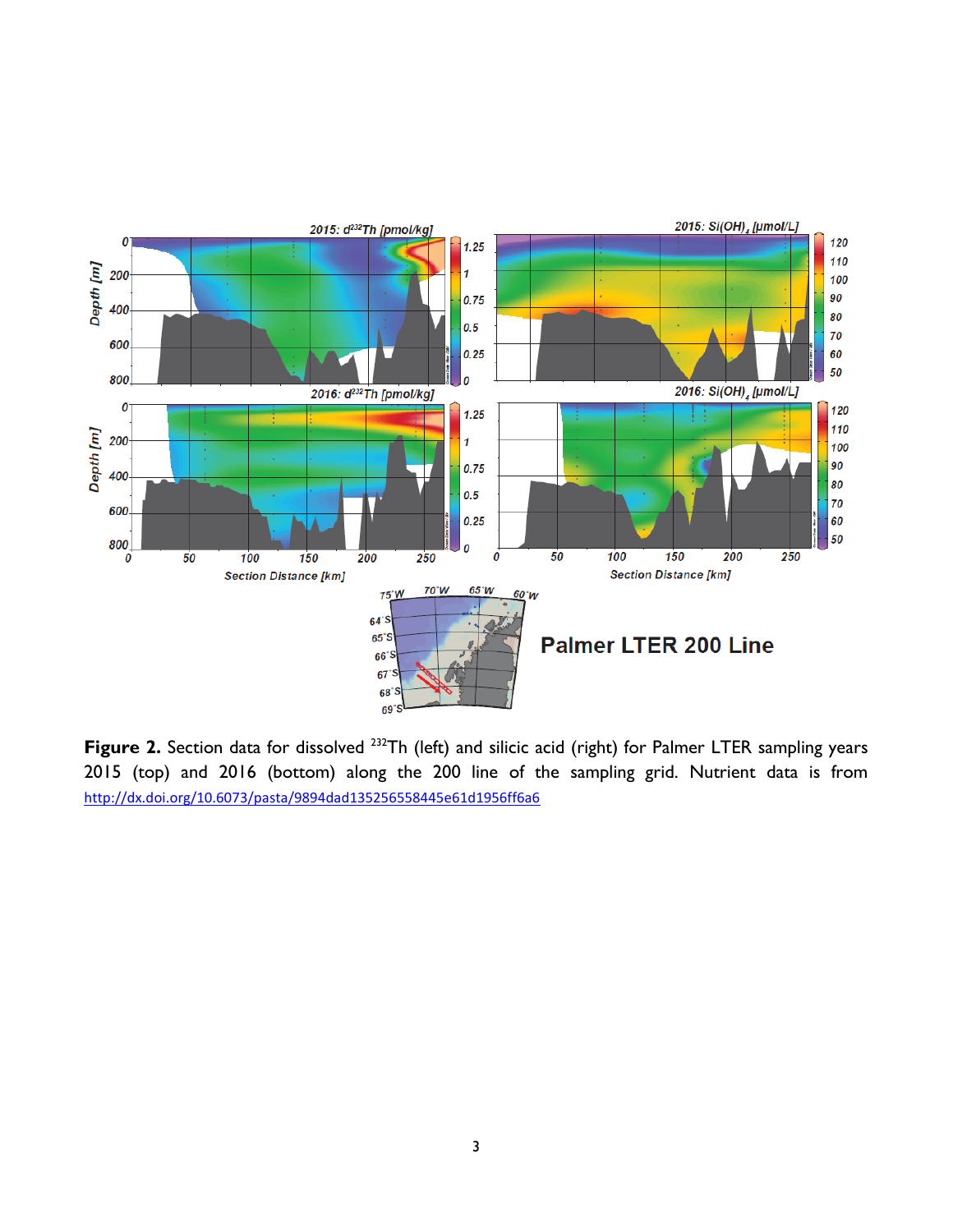**Figure 2.** Section data for dissolved $^{232}$Th (left) and silicic acid (right) for Palmer LTER sampling years 2015 (top) and 2016 (bottom) along the 200 line of the sampling grid. Nutrient data is from http://dx.doi.org/10.6073/pasta/9894dad135256558445e61d1956ff6a6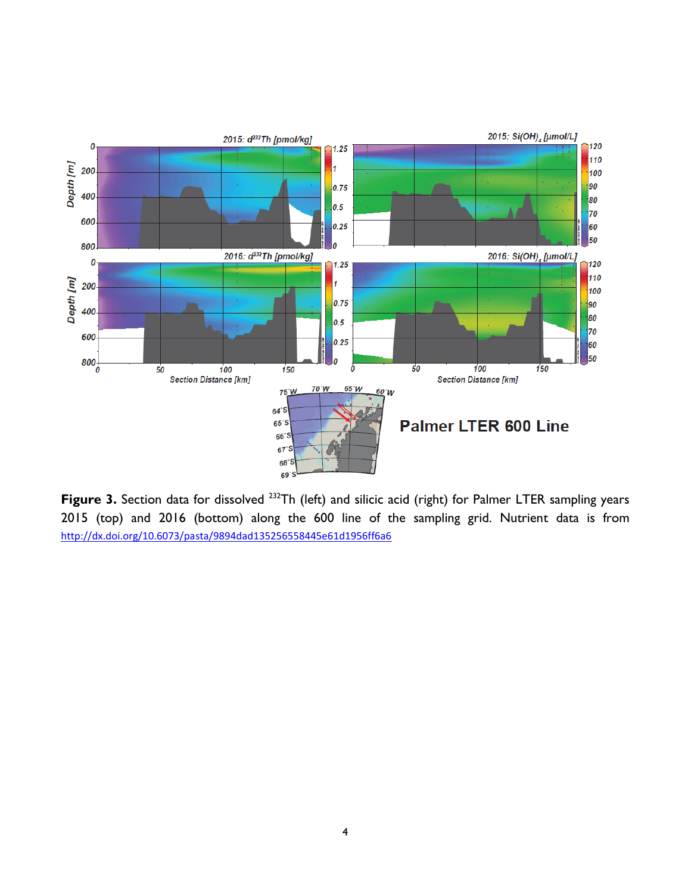**Figure 3.** Section data for dissolved $^{232}Th$ (left) and silicic acid (right) for Palmer LTER sampling years 2015 (top) and 2016 (bottom) along the 600 line of the sampling grid. Nutrient data is from http://dx.doi.org/10.6073/pasta/9894dad135256558445e61d1956ff6a6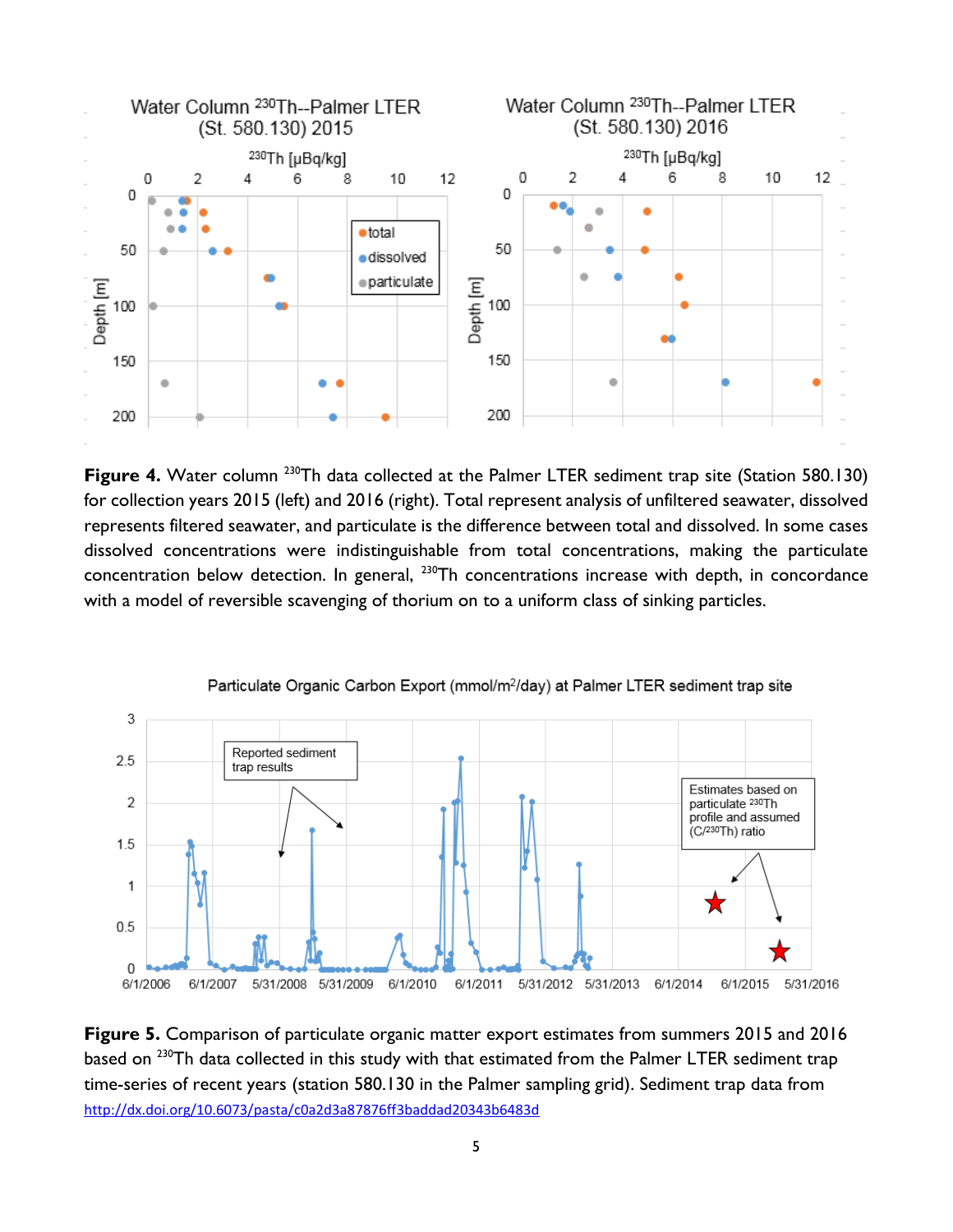**Figure 4.** Water column $^{230}$Th data collected at the Palmer LTER sediment trap site (Station 580.130) for collection years 2015 (left) and 2016 (right). Total represent analysis of unfiltered seawater, dissolved represents filtered seawater, and particulate is the difference between total and dissolved. In some cases dissolved concentrations were indistinguishable from total concentrations, making the particulate concentration below detection. In general, $^{230}$Th concentrations increase with depth, in concordance with a model of reversible scavenging of thorium on to a uniform class of sinking particles.

**Figure 5.** Comparison of particulate organic matter export estimates from summers 2015 and 2016 based on $^{230}$Th data collected in this study with that estimated from the Palmer LTER sediment trap time-series of recent years (station 580.130 in the Palmer sampling grid). Sediment trap data from http://dx.doi.org/10.6073/pasta/c0a2d3a87876ff3baddad20343b6483d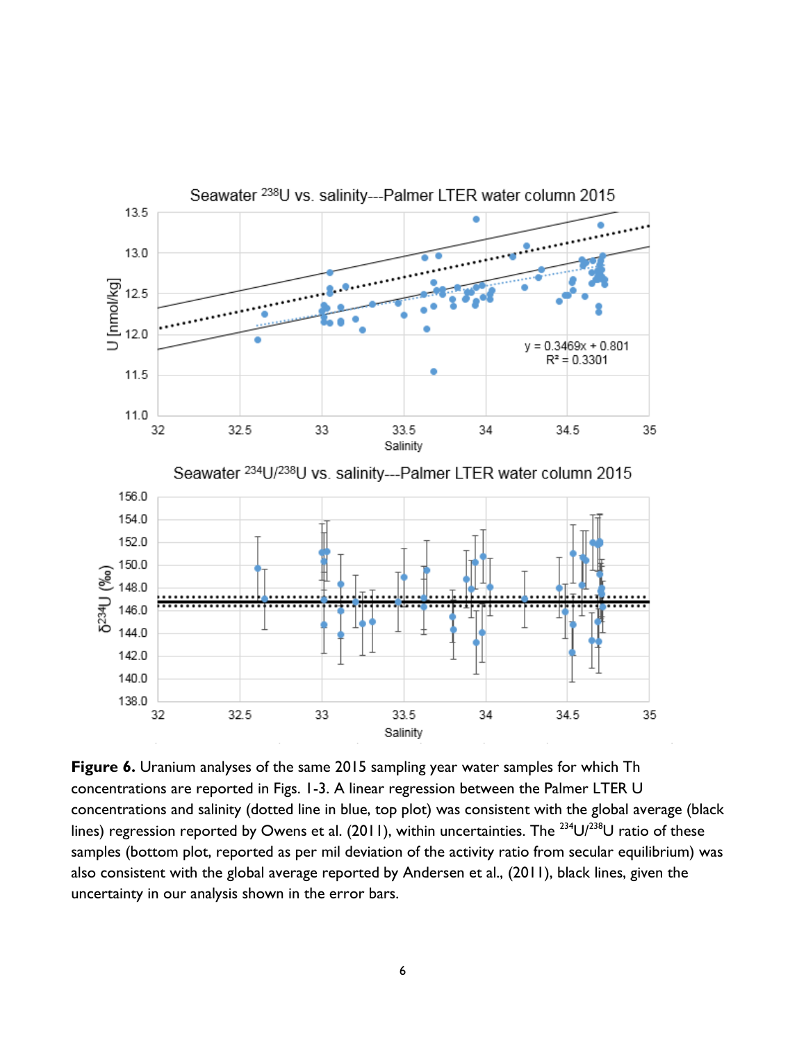**Figure 6.** Uranium analyses of the same 2015 sampling year water samples for which Th concentrations are reported in Figs. 1-3. A linear regression between the Palmer LTER U concentrations and salinity (dotted line in blue, top plot) was consistent with the global average (black lines) regression reported by Owens et al. (2011), within uncertainties. The $^{234}U/^{238}U$ ratio of these samples (bottom plot, reported as per mil deviation of the activity ratio from secular equilibrium) was also consistent with the global average reported by Andersen et al., (2011), black lines, given the uncertainty in our analysis shown in the error bars.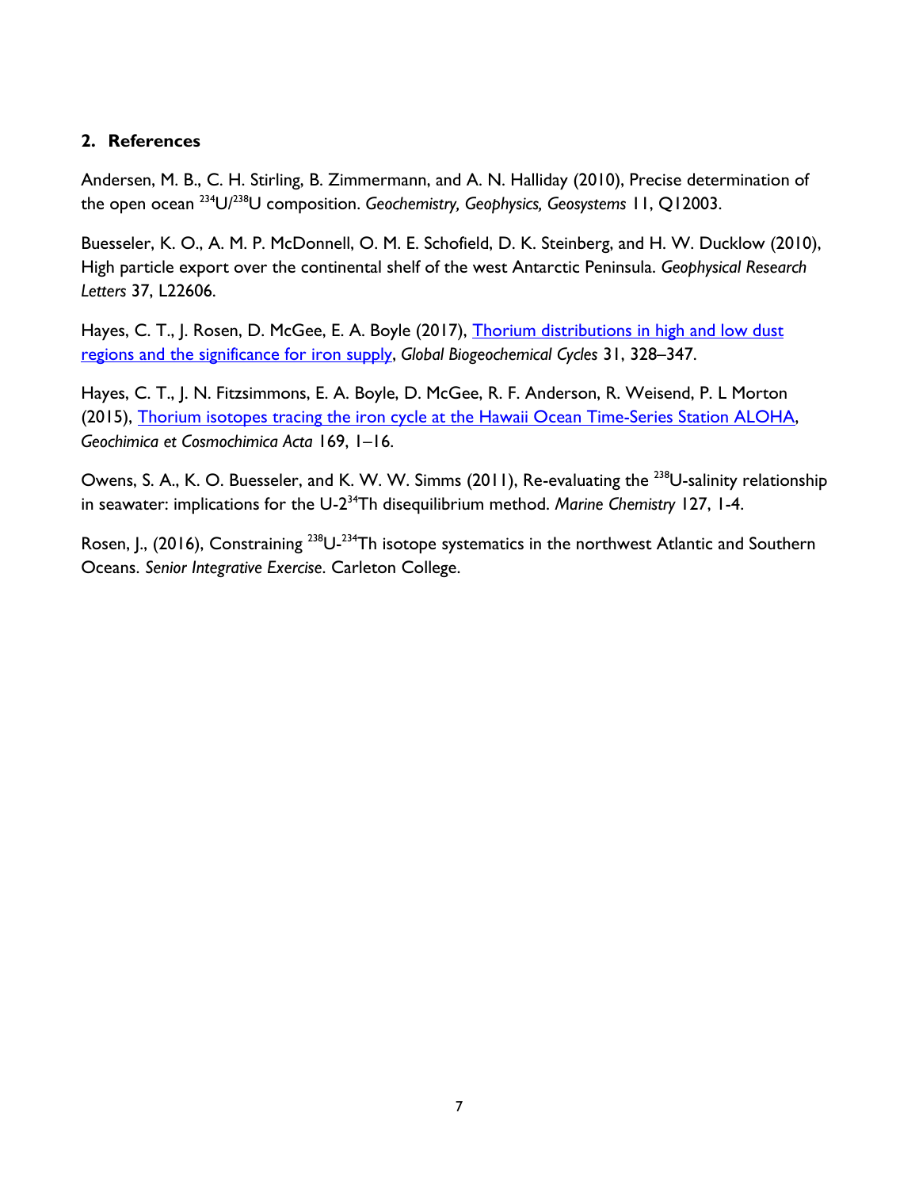## 2. References

Andersen, M. B., C. H. Stirling, B. Zimmermann, and A. N. Halliday (2010), Precise determination of the open ocean $^{234}U/^{238}U$ composition. *Geochemistry, Geophysics, Geosystems* 11, Q12003.

Buesseler, K. O., A. M. P. McDonnell, O. M. E. Schofield, D. K. Steinberg, and H. W. Ducklow (2010), High particle export over the continental shelf of the west Antarctic Peninsula. *Geophysical Research Letters* 37, L22606.

Hayes, C. T., J. Rosen, D. McGee, E. A. Boyle (2017), Thorium distributions in high and low dust regions and the significance for iron supply, *Global Biogeochemical Cycles* 31, 328–347.

Hayes, C. T., J. N. Fitzsimmons, E. A. Boyle, D. McGee, R. F. Anderson, R. Weisend, P. L Morton (2015), Thorium isotopes tracing the iron cycle at the Hawaii Ocean Time-Series Station ALOHA, *Geochimica et Cosmochimica Acta* 169, 1–16.

Owens, S. A., K. O. Buesseler, and K. W. W. Simms (2011), Re-evaluating the $^{238}U$-salinity relationship in seawater: implications for the U-$^{234}Th$ disequilibrium method. *Marine Chemistry* 127, 1-4.

Rosen, J., (2016), Constraining $^{238}U$-$^{234}Th$ isotope systematics in the northwest Atlantic and Southern Oceans. *Senior Integrative Exercise*. Carleton College.